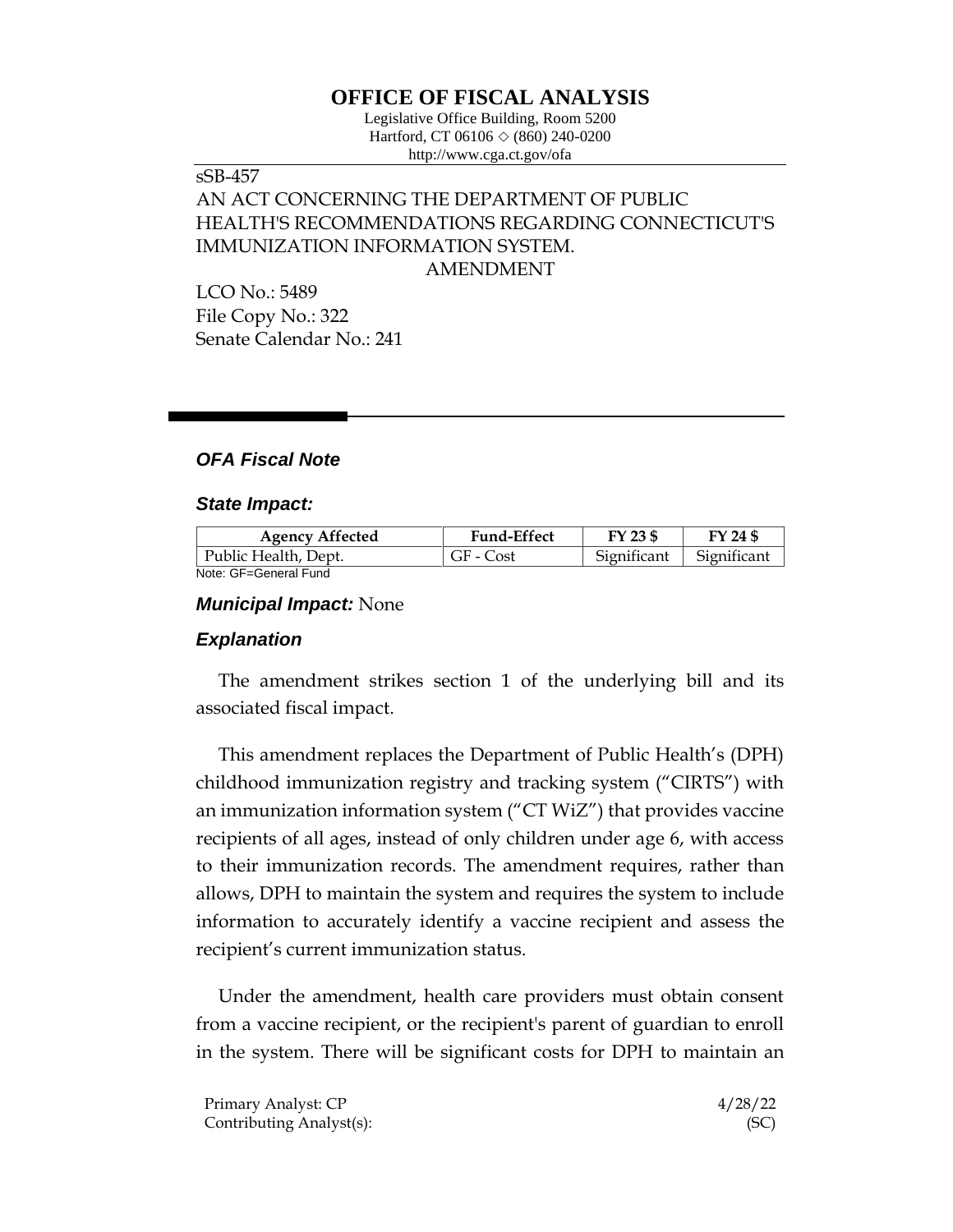# OFFICE OF FISCAL ANALYSIS

Legislative Office Building, Room 5200
Hartford, CT 06106 ◇ (860) 240-0200
http://www.cga.ct.gov/ofa

sSB-457
AN ACT CONCERNING THE DEPARTMENT OF PUBLIC HEALTH'S RECOMMENDATIONS REGARDING CONNECTICUT'S IMMUNIZATION INFORMATION SYSTEM.
AMENDMENT

LCO No.: 5489
File Copy No.: 322
Senate Calendar No.: 241

## *OFA Fiscal Note*

### *State Impact:*

| Agency Affected | Fund-Effect | FY 23 $ | FY 24 $ |
|---|---|---|---|
| Public Health, Dept. | GF - Cost | Significant | Significant |

Note: GF=General Fund

### *Municipal Impact:* None

### *Explanation*

The amendment strikes section 1 of the underlying bill and its associated fiscal impact.

This amendment replaces the Department of Public Health's (DPH) childhood immunization registry and tracking system ("CIRTS") with an immunization information system ("CT WiZ") that provides vaccine recipients of all ages, instead of only children under age 6, with access to their immunization records. The amendment requires, rather than allows, DPH to maintain the system and requires the system to include information to accurately identify a vaccine recipient and assess the recipient's current immunization status.

Under the amendment, health care providers must obtain consent from a vaccine recipient, or the recipient's parent of guardian to enroll in the system. There will be significant costs for DPH to maintain an

Primary Analyst: CP 4/28/22
Contributing Analyst(s): (SC)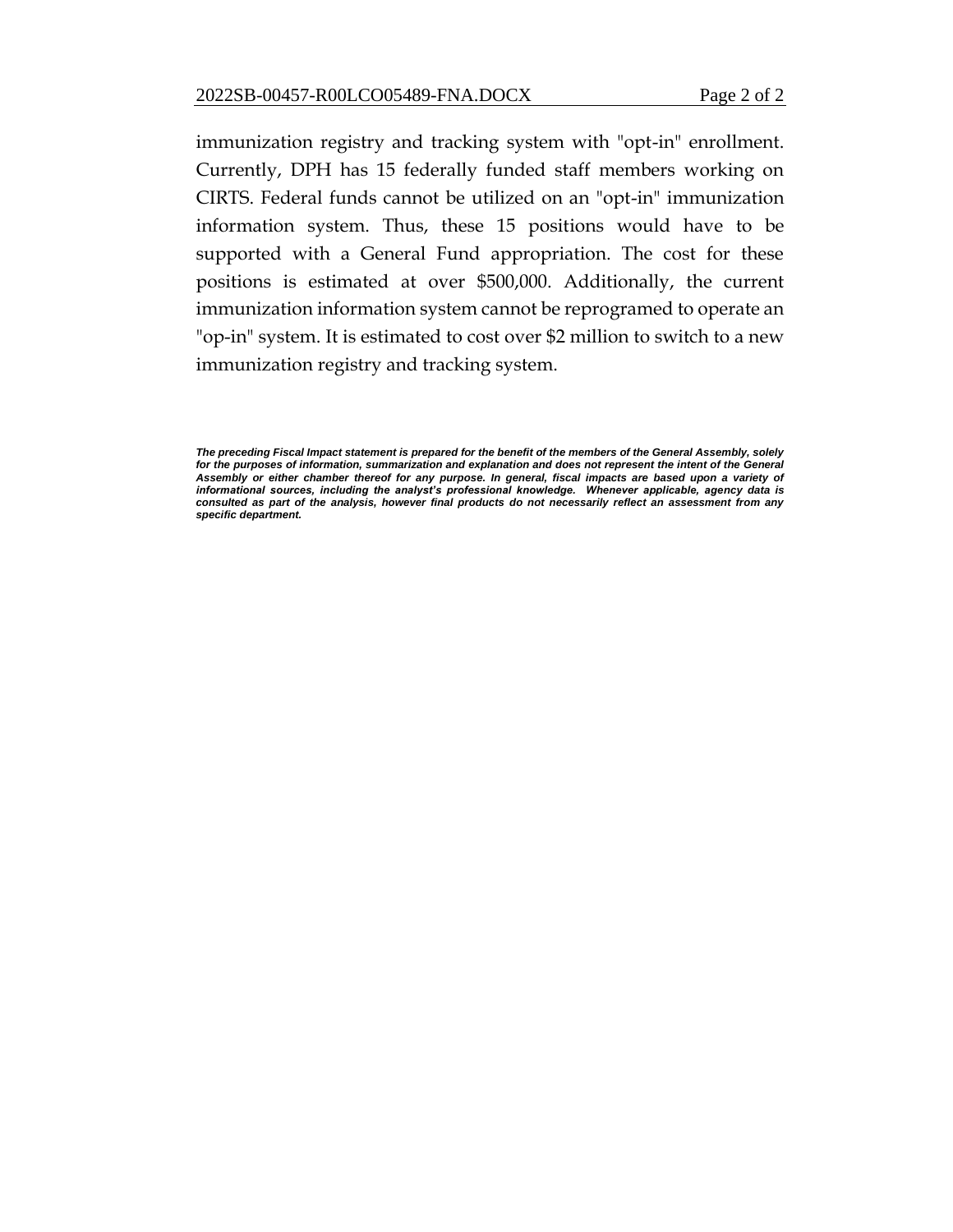immunization registry and tracking system with "opt-in" enrollment. Currently, DPH has 15 federally funded staff members working on CIRTS. Federal funds cannot be utilized on an "opt-in" immunization information system. Thus, these 15 positions would have to be supported with a General Fund appropriation. The cost for these positions is estimated at over $500,000. Additionally, the current immunization information system cannot be reprogramed to operate an "op-in" system. It is estimated to cost over $2 million to switch to a new immunization registry and tracking system.

***The preceding Fiscal Impact statement is prepared for the benefit of the members of the General Assembly, solely for the purposes of information, summarization and explanation and does not represent the intent of the General Assembly or either chamber thereof for any purpose. In general, fiscal impacts are based upon a variety of informational sources, including the analyst's professional knowledge. Whenever applicable, agency data is consulted as part of the analysis, however final products do not necessarily reflect an assessment from any specific department.***